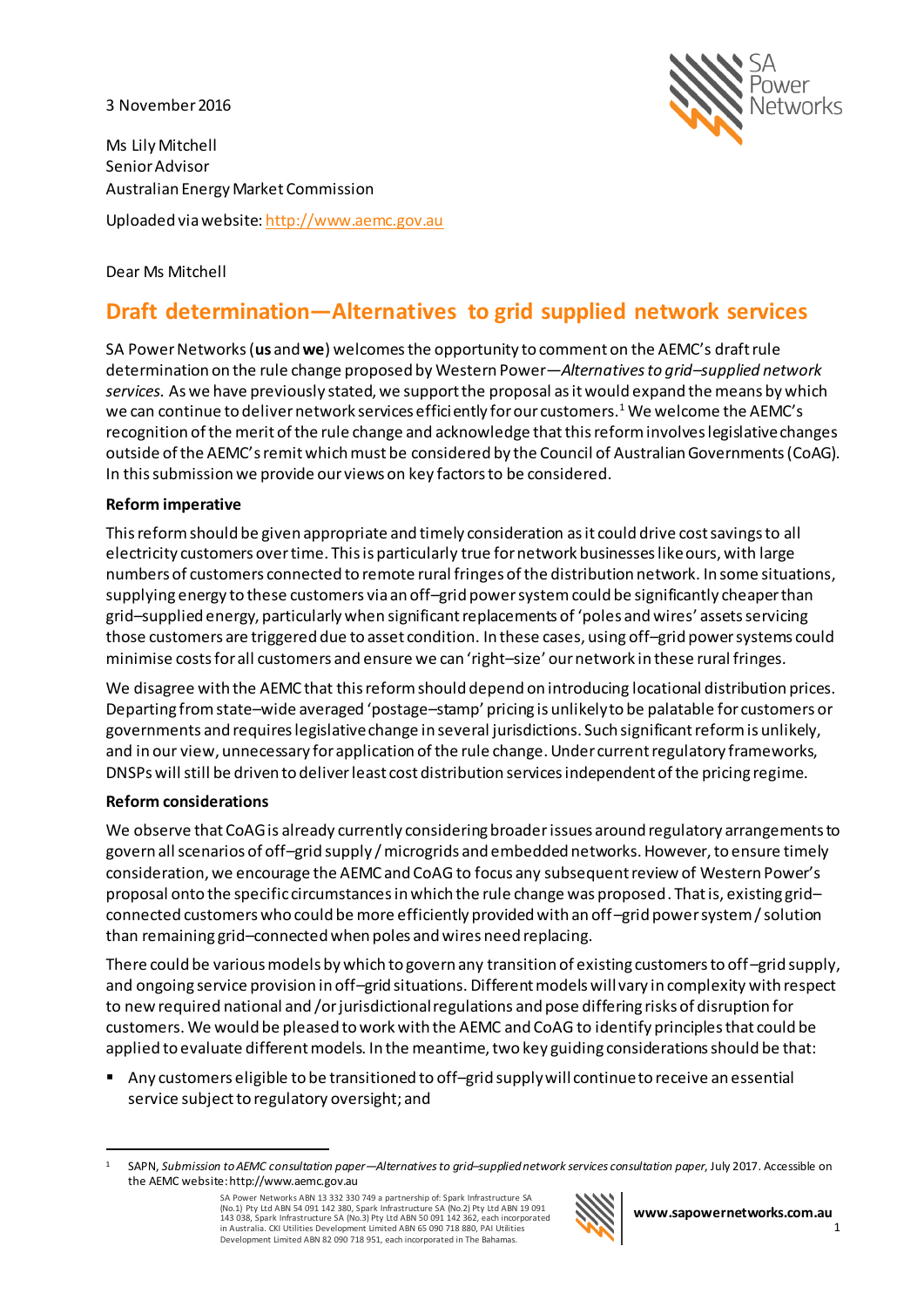3 November 2016

Ms Lily Mitchell
Senior Advisor
Australian Energy Market Commission

Uploaded via website: http://www.aemc.gov.au

Dear Ms Mitchell

# Draft determination—Alternatives to grid supplied network services

SA Power Networks (**us** and **we**) welcomes the opportunity to comment on the AEMC's draft rule determination on the rule change proposed by Western Power—*Alternatives to grid–supplied network services.* As we have previously stated, we support the proposal as it would expand the means by which we can continue to deliver network services efficiently for our customers.[1] We welcome the AEMC's recognition of the merit of the rule change and acknowledge that this reform involves legislative changes outside of the AEMC's remit which must be considered by the Council of Australian Governments (CoAG). In this submission we provide our views on key factors to be considered.

**Reform imperative**

This reform should be given appropriate and timely consideration as it could drive cost savings to all electricity customers over time. This is particularly true for network businesses like ours, with large numbers of customers connected to remote rural fringes of the distribution network. In some situations, supplying energy to these customers via an off–grid power system could be significantly cheaper than grid–supplied energy, particularly when significant replacements of 'poles and wires' assets servicing those customers are triggered due to asset condition. In these cases, using off–grid power systems could minimise costs for all customers and ensure we can 'right–size' our network in these rural fringes.

We disagree with the AEMC that this reform should depend on introducing locational distribution prices. Departing from state–wide averaged 'postage–stamp' pricing is unlikely to be palatable for customers or governments and requires legislative change in several jurisdictions. Such significant reform is unlikely, and in our view, unnecessary for application of the rule change. Under current regulatory frameworks, DNSPs will still be driven to deliver least cost distribution services independent of the pricing regime.

**Reform considerations**

We observe that CoAG is already currently considering broader issues around regulatory arrangements to govern all scenarios of off–grid supply / microgrids and embedded networks. However, to ensure timely consideration, we encourage the AEMC and CoAG to focus any subsequent review of Western Power's proposal onto the specific circumstances in which the rule change was proposed. That is, existing grid–connected customers who could be more efficiently provided with an off–grid power system / solution than remaining grid–connected when poles and wires need replacing.

There could be various models by which to govern any transition of existing customers to off–grid supply, and ongoing service provision in off–grid situations. Different models will vary in complexity with respect to new required national and /or jurisdictional regulations and pose differing risks of disruption for customers. We would be pleased to work with the AEMC and CoAG to identify principles that could be applied to evaluate different models. In the meantime, two key guiding considerations should be that:

- Any customers eligible to be transitioned to off–grid supply will continue to receive an essential service subject to regulatory oversight; and

[1] SAPN, *Submission to AEMC consultation paper—Alternatives to grid–supplied network services consultation paper*, July 2017. Accessible on the AEMC website: http://www.aemc.gov.au

SA Power Networks ABN 13 332 330 749 a partnership of: Spark Infrastructure SA (No.1) Pty Ltd ABN 54 091 142 380, Spark Infrastructure SA (No.2) Pty Ltd ABN 19 091 143 038, Spark Infrastructure SA (No.3) Pty Ltd ABN 50 091 142 362, each incorporated in Australia. CKI Utilities Development Limited ABN 65 090 718 880, PAI Utilities Development Limited ABN 82 090 718 951, each incorporated in The Bahamas.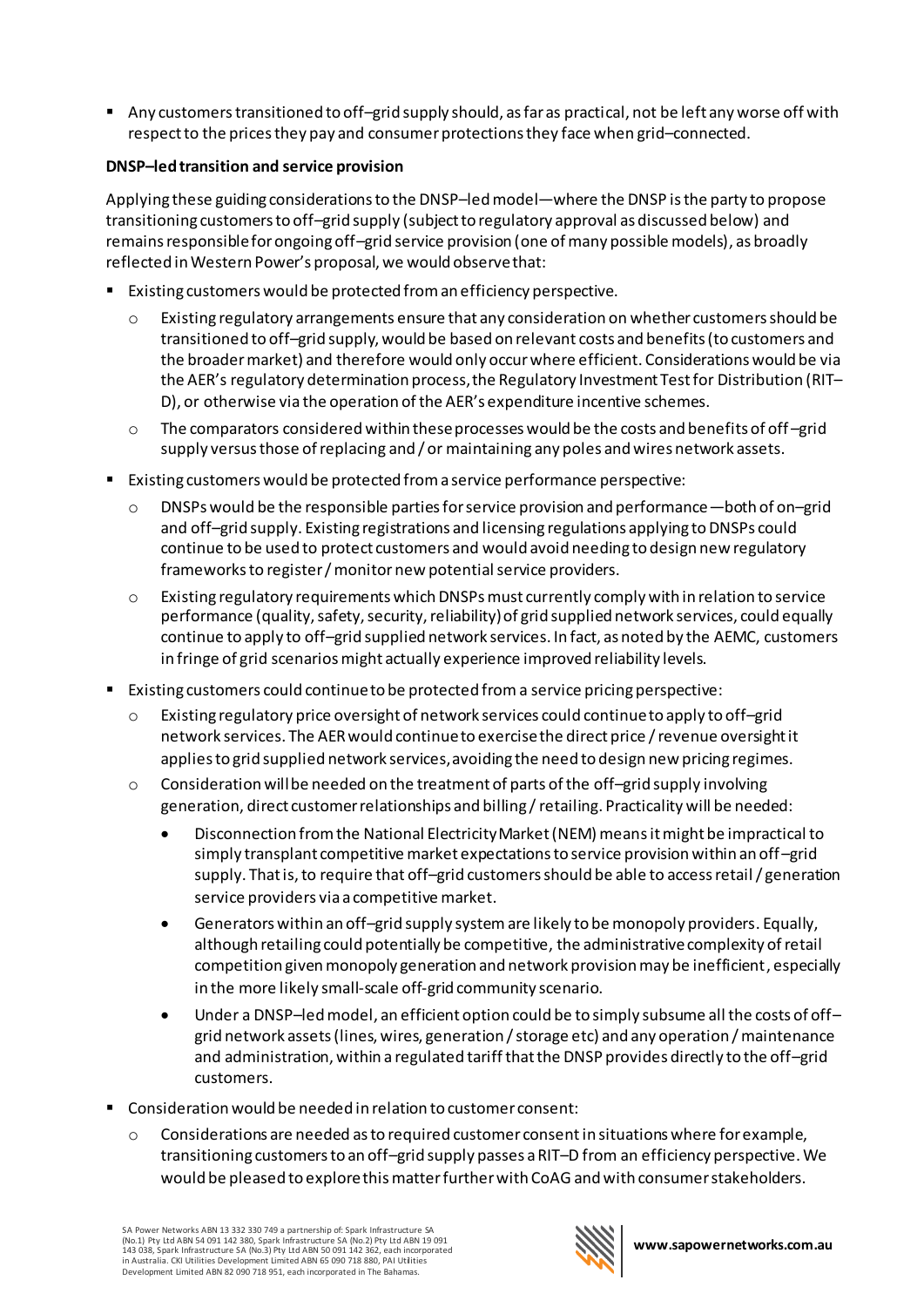- Any customers transitioned to off–grid supply should, as far as practical, not be left any worse off with respect to the prices they pay and consumer protections they face when grid–connected.

**DNSP–led transition and service provision**

Applying these guiding considerations to the DNSP–led model—where the DNSP is the party to propose transitioning customers to off–grid supply (subject to regulatory approval as discussed below) and remains responsible for ongoing off–grid service provision (one of many possible models), as broadly reflected in Western Power's proposal, we would observe that:

- Existing customers would be protected from an efficiency perspective.
  - Existing regulatory arrangements ensure that any consideration on whether customers should be transitioned to off–grid supply, would be based on relevant costs and benefits (to customers and the broader market) and therefore would only occur where efficient. Considerations would be via the AER's regulatory determination process, the Regulatory Investment Test for Distribution (RIT–D), or otherwise via the operation of the AER's expenditure incentive schemes.
  - The comparators considered within these processes would be the costs and benefits of off–grid supply versus those of replacing and / or maintaining any poles and wires network assets.
- Existing customers would be protected from a service performance perspective:
  - DNSPs would be the responsible parties for service provision and performance —both of on–grid and off–grid supply. Existing registrations and licensing regulations applying to DNSPs could continue to be used to protect customers and would avoid needing to design new regulatory frameworks to register / monitor new potential service providers.
  - Existing regulatory requirements which DNSPs must currently comply with in relation to service performance (quality, safety, security, reliability) of grid supplied network services, could equally continue to apply to off–grid supplied network services. In fact, as noted by the AEMC, customers in fringe of grid scenarios might actually experience improved reliability levels.
- Existing customers could continue to be protected from a service pricing perspective:
  - Existing regulatory price oversight of network services could continue to apply to off–grid network services. The AER would continue to exercise the direct price / revenue oversight it applies to grid supplied network services, avoiding the need to design new pricing regimes.
  - Consideration will be needed on the treatment of parts of the off–grid supply involving generation, direct customer relationships and billing / retailing. Practicality will be needed:
    - Disconnection from the National Electricity Market (NEM) means it might be impractical to simply transplant competitive market expectations to service provision within an off–grid supply. That is, to require that off–grid customers should be able to access retail / generation service providers via a competitive market.
    - Generators within an off–grid supply system are likely to be monopoly providers. Equally, although retailing could potentially be competitive, the administrative complexity of retail competition given monopoly generation and network provision may be inefficient, especially in the more likely small-scale off-grid community scenario.
    - Under a DNSP–led model, an efficient option could be to simply subsume all the costs of off–grid network assets (lines, wires, generation / storage etc) and any operation / maintenance and administration, within a regulated tariff that the DNSP provides directly to the off–grid customers.
- Consideration would be needed in relation to customer consent:
  - Considerations are needed as to required customer consent in situations where for example, transitioning customers to an off–grid supply passes a RIT–D from an efficiency perspective. We would be pleased to explore this matter further with CoAG and with consumer stakeholders.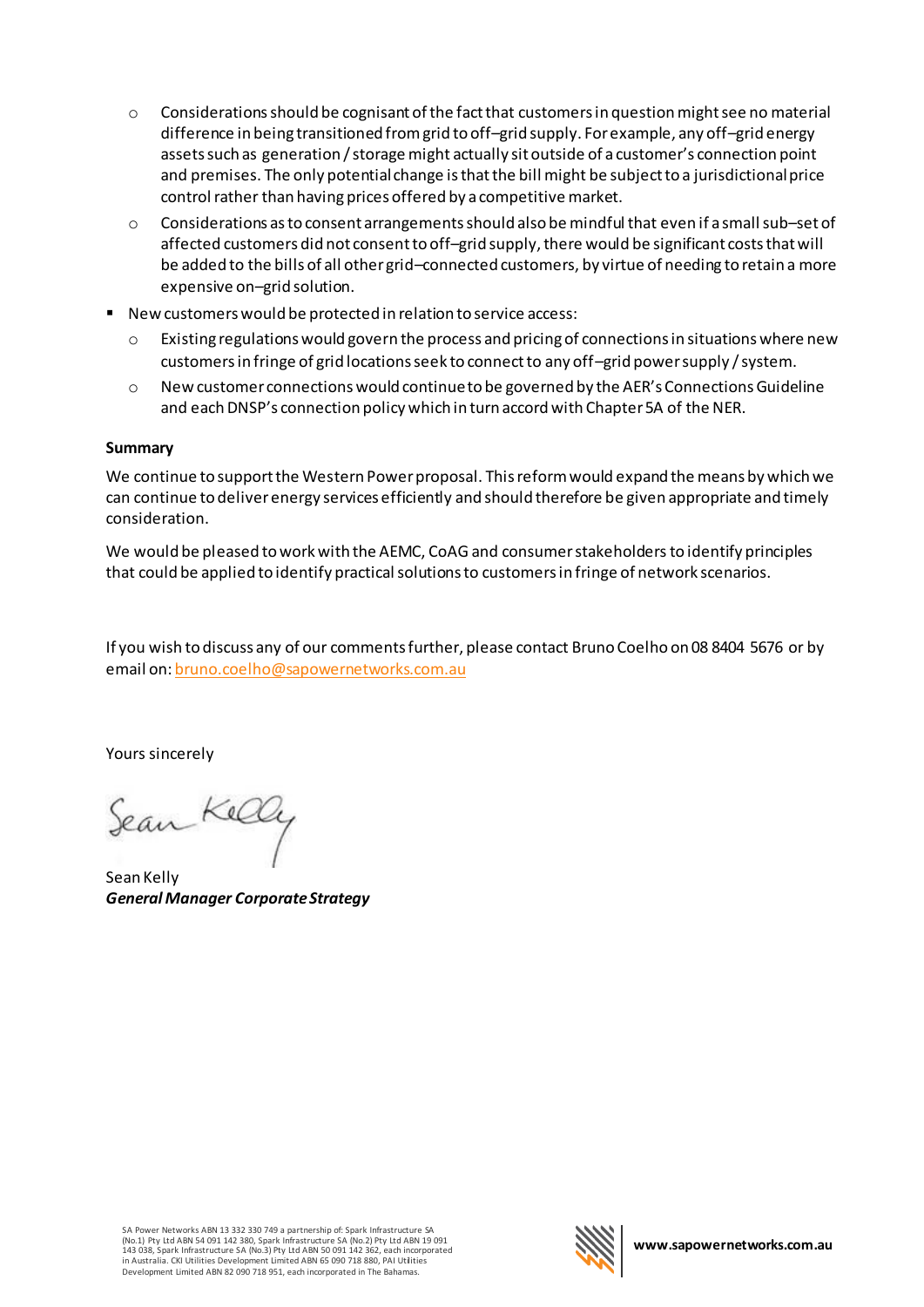- Considerations should be cognisant of the fact that customers in question might see no material difference in being transitioned from grid to off–grid supply. For example, any off–grid energy assets such as generation / storage might actually sit outside of a customer's connection point and premises. The only potential change is that the bill might be subject to a jurisdictional price control rather than having prices offered by a competitive market.
- Considerations as to consent arrangements should also be mindful that even if a small sub–set of affected customers did not consent to off–grid supply, there would be significant costs that will be added to the bills of all other grid–connected customers, by virtue of needing to retain a more expensive on–grid solution.

- New customers would be protected in relation to service access:
  - Existing regulations would govern the process and pricing of connections in situations where new customers in fringe of grid locations seek to connect to any off–grid power supply / system.
  - New customer connections would continue to be governed by the AER's Connections Guideline and each DNSP's connection policy which in turn accord with Chapter 5A of the NER.

**Summary**

We continue to support the Western Power proposal. This reform would expand the means by which we can continue to deliver energy services efficiently and should therefore be given appropriate and timely consideration.

We would be pleased to work with the AEMC, CoAG and consumer stakeholders to identify principles that could be applied to identify practical solutions to customers in fringe of network scenarios.

If you wish to discuss any of our comments further, please contact Bruno Coelho on 08 8404 5676 or by email on: bruno.coelho@sapowernetworks.com.au

Yours sincerely

Sean Kelly

Sean Kelly
***General Manager Corporate Strategy***

SA Power Networks ABN 13 332 330 749 a partnership of: Spark Infrastructure SA (No.1) Pty Ltd ABN 54 091 142 380, Spark Infrastructure SA (No.2) Pty Ltd ABN 19 091 143 038, Spark Infrastructure SA (No.3) Pty Ltd ABN 50 091 142 362, each incorporated in Australia. CKI Utilities Development Limited ABN 65 090 718 880, PAI Utilities Development Limited ABN 82 090 718 951, each incorporated in The Bahamas.

www.sapowernetworks.com.au